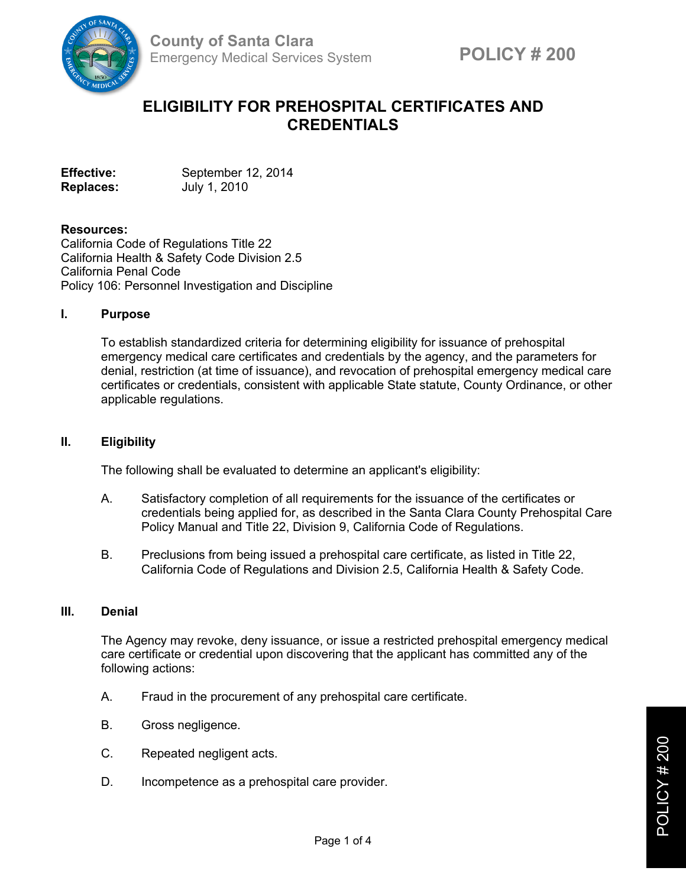County of Santa Clara
Emergency Medical Services System

POLICY # 200

# ELIGIBILITY FOR PREHOSPITAL CERTIFICATES AND CREDENTIALS

**Effective:** September 12, 2014
**Replaces:** July 1, 2010

**Resources:**
California Code of Regulations Title 22
California Health & Safety Code Division 2.5
California Penal Code
Policy 106: Personnel Investigation and Discipline

## I. Purpose

To establish standardized criteria for determining eligibility for issuance of prehospital emergency medical care certificates and credentials by the agency, and the parameters for denial, restriction (at time of issuance), and revocation of prehospital emergency medical care certificates or credentials, consistent with applicable State statute, County Ordinance, or other applicable regulations.

## II. Eligibility

The following shall be evaluated to determine an applicant's eligibility:

A. Satisfactory completion of all requirements for the issuance of the certificates or credentials being applied for, as described in the Santa Clara County Prehospital Care Policy Manual and Title 22, Division 9, California Code of Regulations.

B. Preclusions from being issued a prehospital care certificate, as listed in Title 22, California Code of Regulations and Division 2.5, California Health & Safety Code.

## III. Denial

The Agency may revoke, deny issuance, or issue a restricted prehospital emergency medical care certificate or credential upon discovering that the applicant has committed any of the following actions:

A. Fraud in the procurement of any prehospital care certificate.

B. Gross negligence.

C. Repeated negligent acts.

D. Incompetence as a prehospital care provider.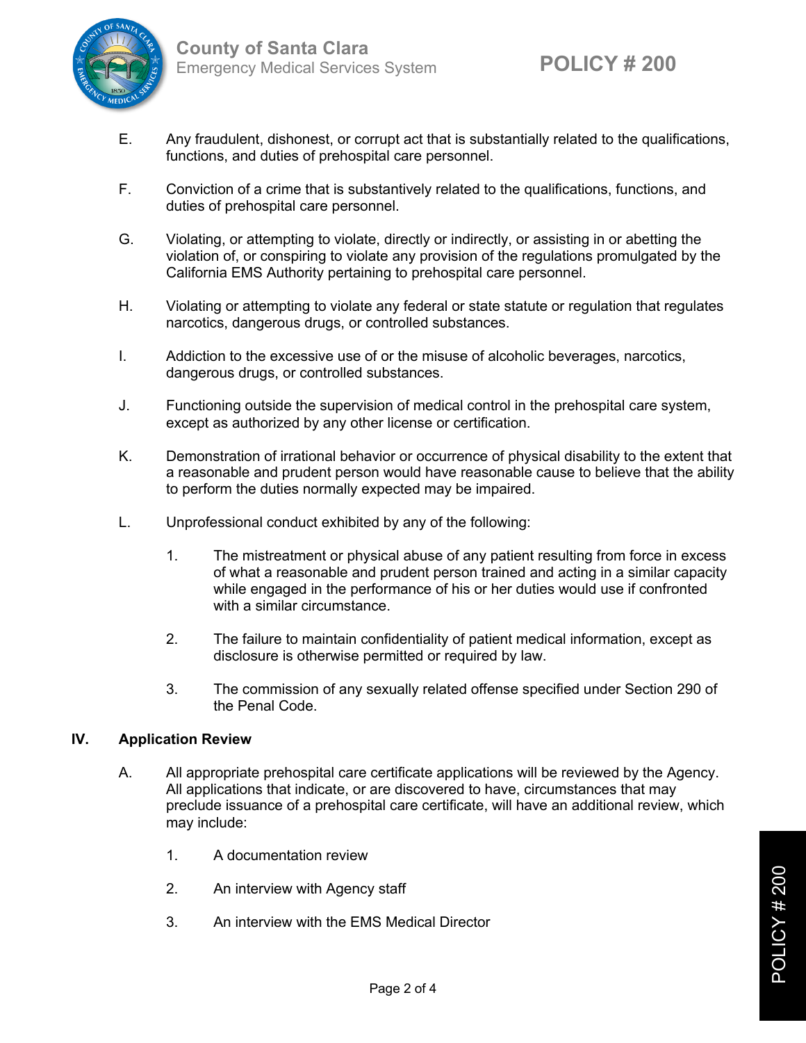E. Any fraudulent, dishonest, or corrupt act that is substantially related to the qualifications, functions, and duties of prehospital care personnel.

F. Conviction of a crime that is substantively related to the qualifications, functions, and duties of prehospital care personnel.

G. Violating, or attempting to violate, directly or indirectly, or assisting in or abetting the violation of, or conspiring to violate any provision of the regulations promulgated by the California EMS Authority pertaining to prehospital care personnel.

H. Violating or attempting to violate any federal or state statute or regulation that regulates narcotics, dangerous drugs, or controlled substances.

I. Addiction to the excessive use of or the misuse of alcoholic beverages, narcotics, dangerous drugs, or controlled substances.

J. Functioning outside the supervision of medical control in the prehospital care system, except as authorized by any other license or certification.

K. Demonstration of irrational behavior or occurrence of physical disability to the extent that a reasonable and prudent person would have reasonable cause to believe that the ability to perform the duties normally expected may be impaired.

L. Unprofessional conduct exhibited by any of the following:

   1. The mistreatment or physical abuse of any patient resulting from force in excess of what a reasonable and prudent person trained and acting in a similar capacity while engaged in the performance of his or her duties would use if confronted with a similar circumstance.

   2. The failure to maintain confidentiality of patient medical information, except as disclosure is otherwise permitted or required by law.

   3. The commission of any sexually related offense specified under Section 290 of the Penal Code.

## IV. Application Review

A. All appropriate prehospital care certificate applications will be reviewed by the Agency. All applications that indicate, or are discovered to have, circumstances that may preclude issuance of a prehospital care certificate, will have an additional review, which may include:

   1. A documentation review

   2. An interview with Agency staff

   3. An interview with the EMS Medical Director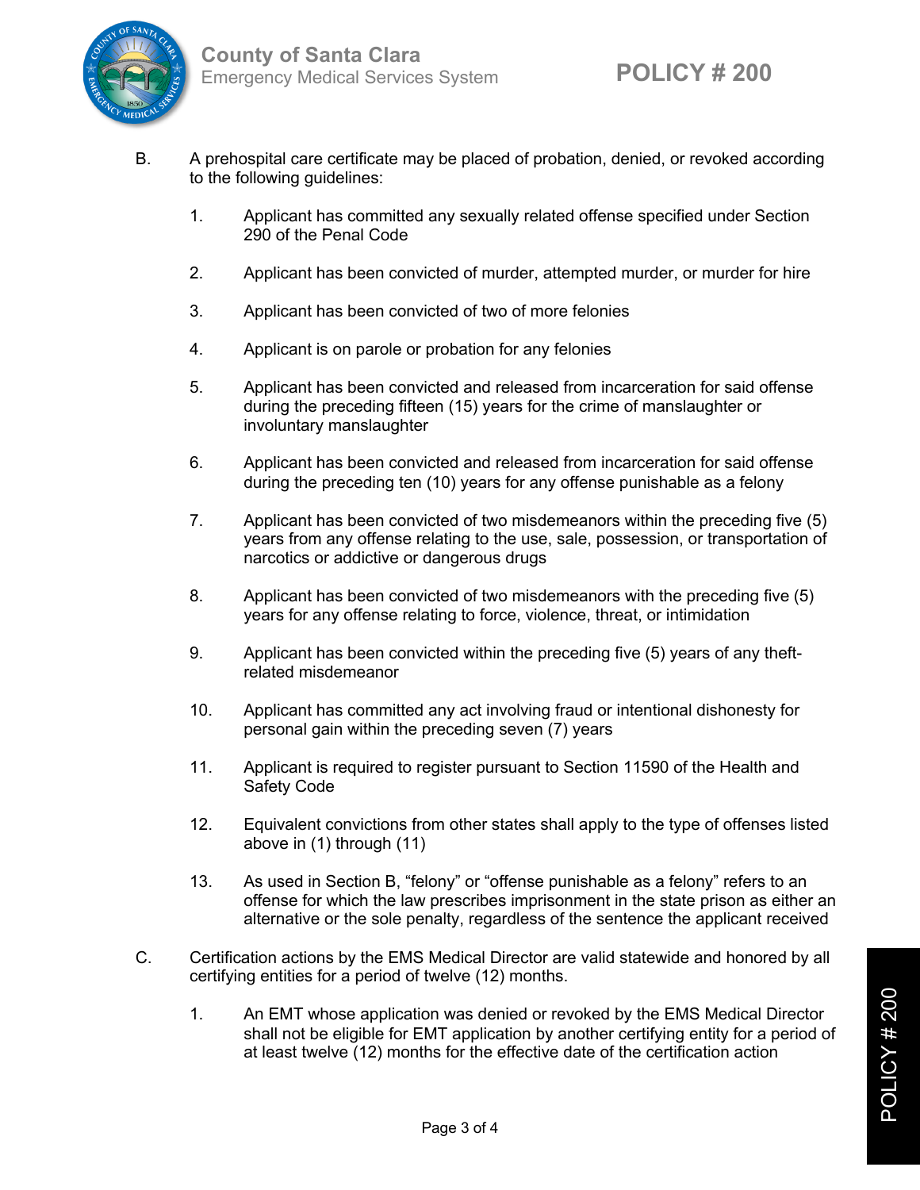B. A prehospital care certificate may be placed of probation, denied, or revoked according to the following guidelines:

1. Applicant has committed any sexually related offense specified under Section 290 of the Penal Code

2. Applicant has been convicted of murder, attempted murder, or murder for hire

3. Applicant has been convicted of two of more felonies

4. Applicant is on parole or probation for any felonies

5. Applicant has been convicted and released from incarceration for said offense during the preceding fifteen (15) years for the crime of manslaughter or involuntary manslaughter

6. Applicant has been convicted and released from incarceration for said offense during the preceding ten (10) years for any offense punishable as a felony

7. Applicant has been convicted of two misdemeanors within the preceding five (5) years from any offense relating to the use, sale, possession, or transportation of narcotics or addictive or dangerous drugs

8. Applicant has been convicted of two misdemeanors with the preceding five (5) years for any offense relating to force, violence, threat, or intimidation

9. Applicant has been convicted within the preceding five (5) years of any theft-related misdemeanor

10. Applicant has committed any act involving fraud or intentional dishonesty for personal gain within the preceding seven (7) years

11. Applicant is required to register pursuant to Section 11590 of the Health and Safety Code

12. Equivalent convictions from other states shall apply to the type of offenses listed above in (1) through (11)

13. As used in Section B, "felony" or "offense punishable as a felony" refers to an offense for which the law prescribes imprisonment in the state prison as either an alternative or the sole penalty, regardless of the sentence the applicant received

C. Certification actions by the EMS Medical Director are valid statewide and honored by all certifying entities for a period of twelve (12) months.

1. An EMT whose application was denied or revoked by the EMS Medical Director shall not be eligible for EMT application by another certifying entity for a period of at least twelve (12) months for the effective date of the certification action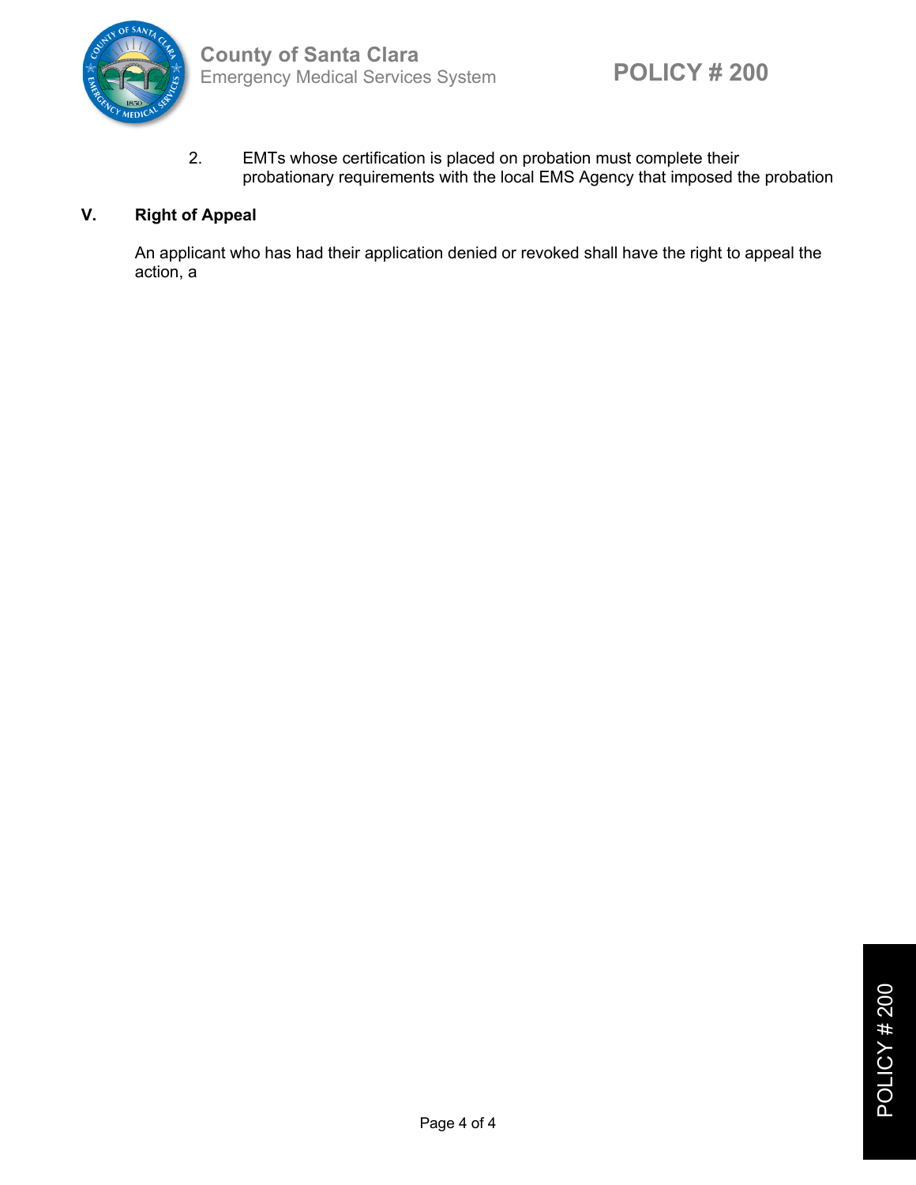2. EMTs whose certification is placed on probation must complete their probationary requirements with the local EMS Agency that imposed the probation

## V. Right of Appeal

An applicant who has had their application denied or revoked shall have the right to appeal the action, a